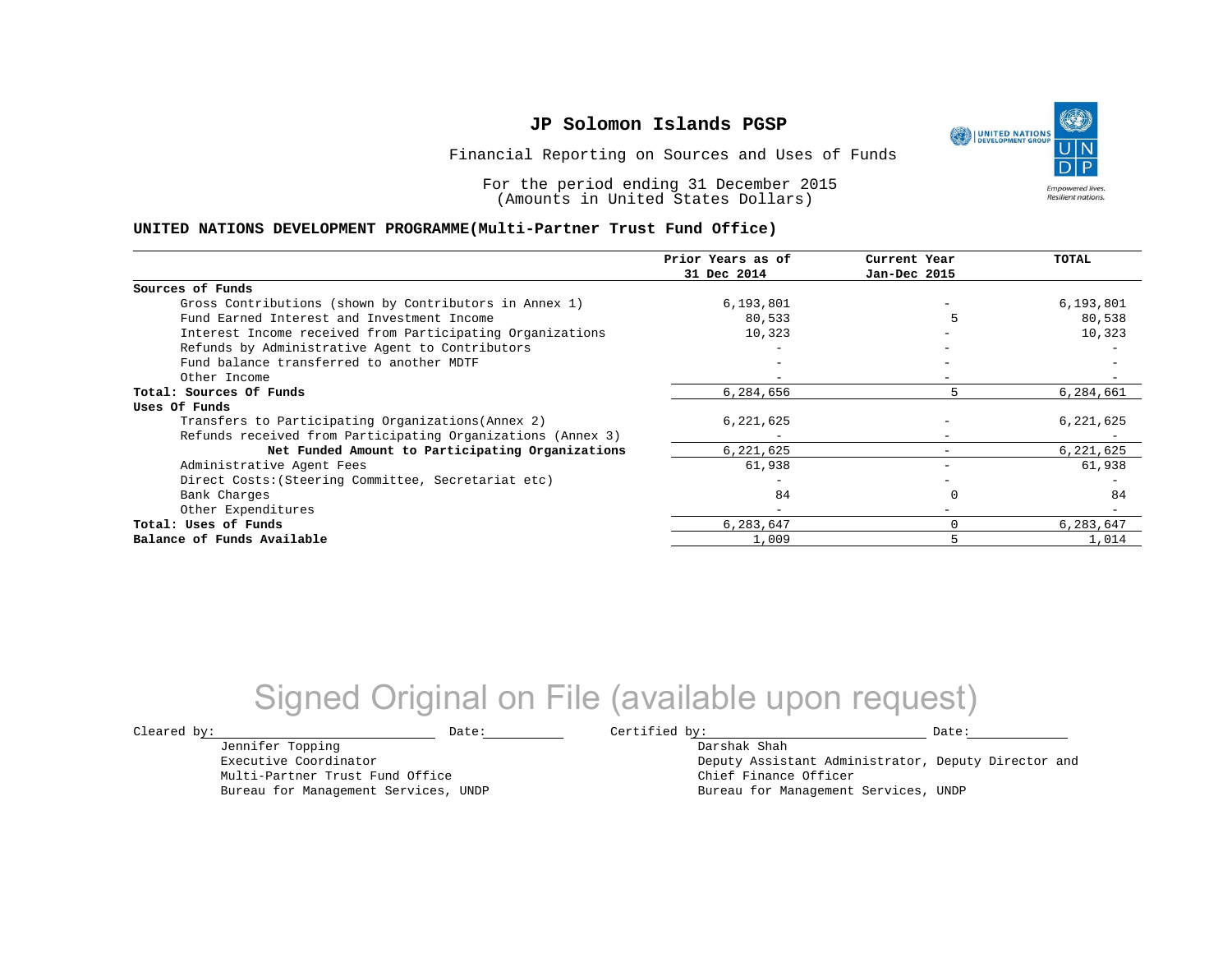# JP Solomon Islands PGSP

Financial Reporting on Sources and Uses of Funds

For the period ending 31 December 2015
(Amounts in United States Dollars)

**UNITED NATIONS DEVELOPMENT PROGRAMME(Multi-Partner Trust Fund Office)**

| | Prior Years as of 31 Dec 2014 | Current Year Jan-Dec 2015 | TOTAL |
|---|---|---|---|
| **Sources of Funds** | | | |
| Gross Contributions (shown by Contributors in Annex 1) | 6,193,801 | - | 6,193,801 |
| Fund Earned Interest and Investment Income | 80,533 | 5 | 80,538 |
| Interest Income received from Participating Organizations | 10,323 | - | 10,323 |
| Refunds by Administrative Agent to Contributors | - | - | - |
| Fund balance transferred to another MDTF | - | - | - |
| Other Income | - | - | - |
| **Total: Sources Of Funds** | 6,284,656 | 5 | 6,284,661 |
| **Uses Of Funds** | | | |
| Transfers to Participating Organizations(Annex 2) | 6,221,625 | - | 6,221,625 |
| Refunds received from Participating Organizations (Annex 3) | - | - | - |
| **Net Funded Amount to Participating Organizations** | 6,221,625 | - | 6,221,625 |
| Administrative Agent Fees | 61,938 | - | 61,938 |
| Direct Costs:(Steering Committee, Secretariat etc) | - | - | - |
| Bank Charges | 84 | 0 | 84 |
| Other Expenditures | - | - | - |
| **Total: Uses of Funds** | 6,283,647 | 0 | 6,283,647 |
| **Balance of Funds Available** | 1,009 | 5 | 1,014 |

Signed Original on File (available upon request)

Cleared by: \_\_\_\_\_\_\_\_\_\_\_\_\_\_\_\_ Date: \_\_\_\_\_\_\_\_

Jennifer Topping
Executive Coordinator
Multi-Partner Trust Fund Office
Bureau for Management Services, UNDP

Certified by: \_\_\_\_\_\_\_\_\_\_\_\_\_\_\_\_ Date: \_\_\_\_\_\_\_\_

Darshak Shah
Deputy Assistant Administrator, Deputy Director and
Chief Finance Officer
Bureau for Management Services, UNDP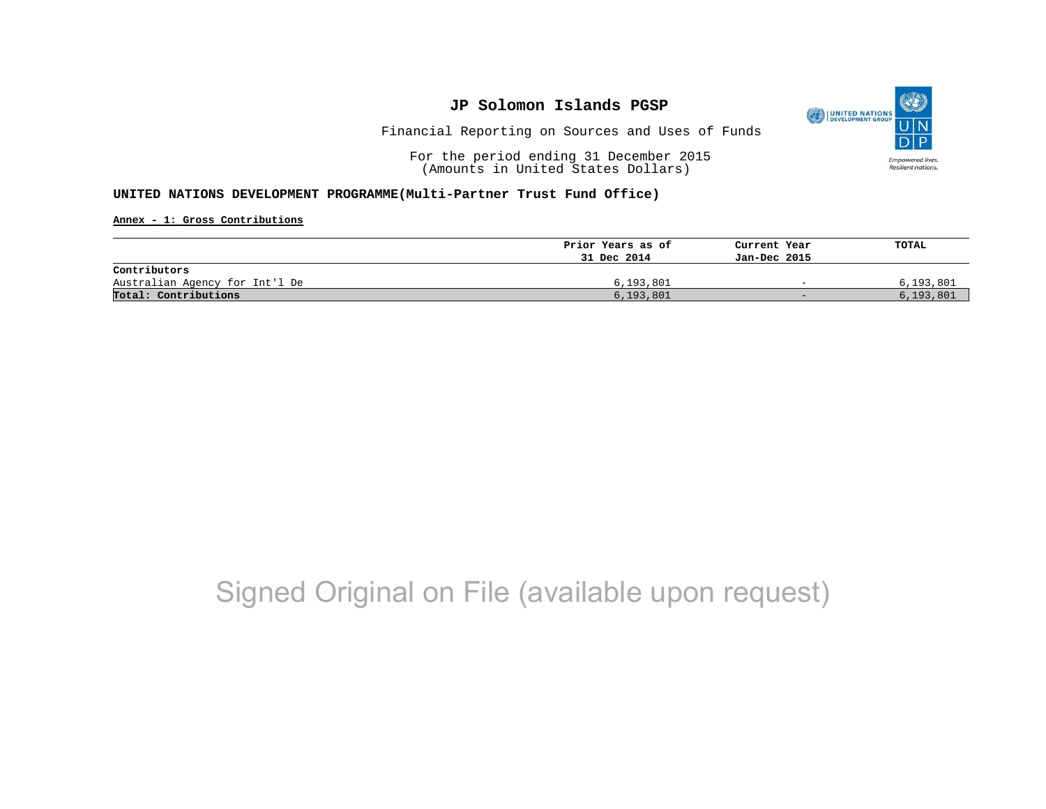# JP Solomon Islands PGSP

Financial Reporting on Sources and Uses of Funds

For the period ending 31 December 2015
(Amounts in United States Dollars)

**UNITED NATIONS DEVELOPMENT PROGRAMME(Multi-Partner Trust Fund Office)**

**Annex - 1: Gross Contributions**

| | Prior Years as of 31 Dec 2014 | Current Year Jan-Dec 2015 | TOTAL |
|---|---|---|---|
| **Contributors** | | | |
| Australian Agency for Int'l De | 6,193,801 | - | 6,193,801 |
| **Total: Contributions** | 6,193,801 | - | 6,193,801 |

Signed Original on File (available upon request)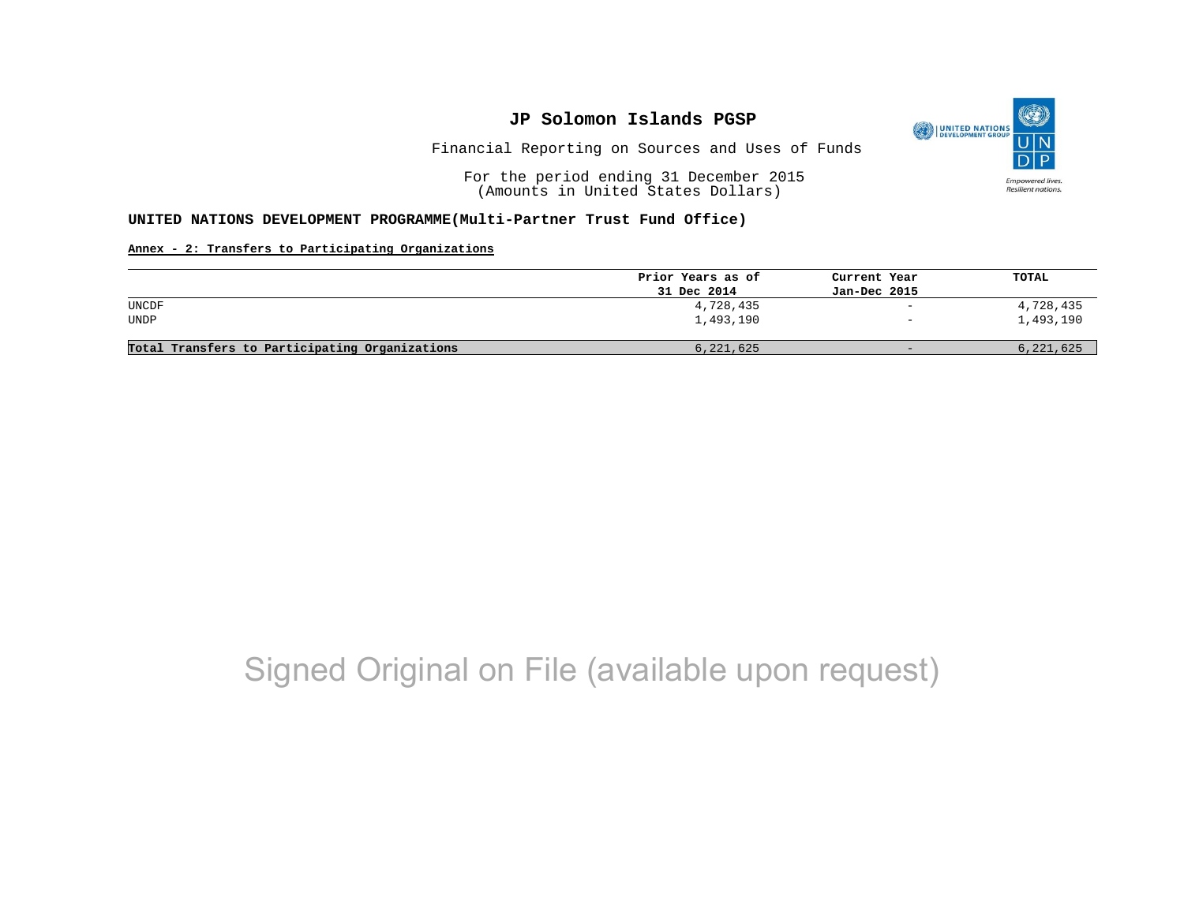# JP Solomon Islands PGSP

Financial Reporting on Sources and Uses of Funds

For the period ending 31 December 2015
(Amounts in United States Dollars)

**UNITED NATIONS DEVELOPMENT PROGRAMME(Multi-Partner Trust Fund Office)**

**Annex - 2: Transfers to Participating Organizations**

| | Prior Years as of 31 Dec 2014 | Current Year Jan-Dec 2015 | TOTAL |
|---|---|---|---|
| UNCDF | 4,728,435 | - | 4,728,435 |
| UNDP | 1,493,190 | - | 1,493,190 |
| **Total Transfers to Participating Organizations** | 6,221,625 | - | 6,221,625 |

Signed Original on File (available upon request)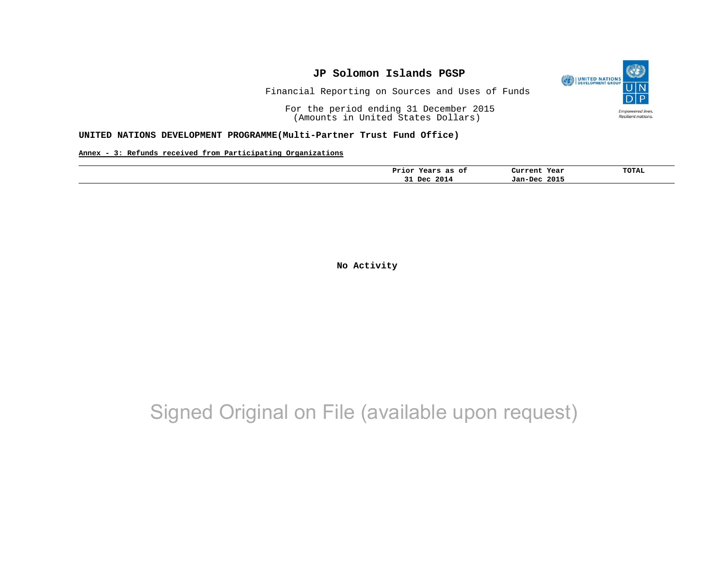# JP Solomon Islands PGSP

Financial Reporting on Sources and Uses of Funds

For the period ending 31 December 2015
(Amounts in United States Dollars)

**UNITED NATIONS DEVELOPMENT PROGRAMME(Multi-Partner Trust Fund Office)**

**Annex - 3: Refunds received from Participating Organizations**

| | Prior Years as of 31 Dec 2014 | Current Year Jan-Dec 2015 | TOTAL |
|---|---|---|---|

**No Activity**

Signed Original on File (available upon request)